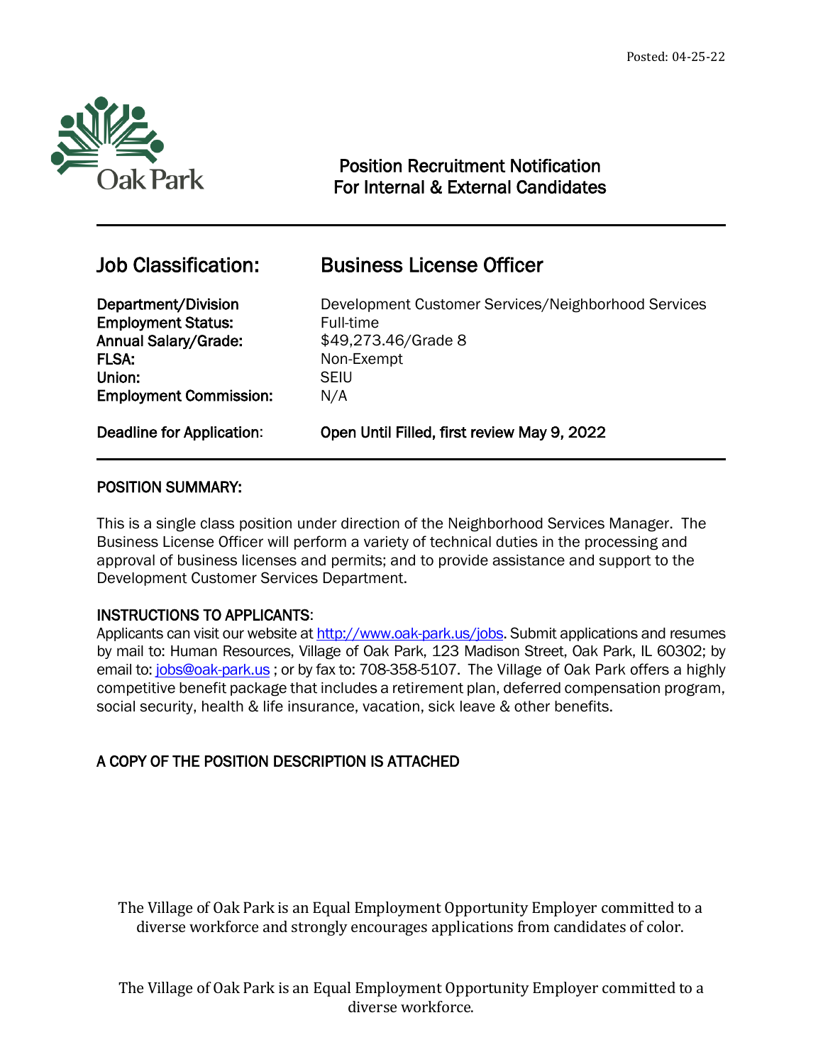Posted: 04-25-22

Oak Park

## Position Recruitment Notification
## For Internal & External Candidates

---

## Job Classification: Business License Officer

| | |
|---|---|
| **Department/Division** | Development Customer Services/Neighborhood Services |
| **Employment Status:** | Full-time |
| **Annual Salary/Grade:** | $49,273.46/Grade 8 |
| **FLSA:** | Non-Exempt |
| **Union:** | SEIU |
| **Employment Commission:** | N/A |
| **Deadline for Application:** | **Open Until Filled, first review May 9, 2022** |

---

### POSITION SUMMARY:

This is a single class position under direction of the Neighborhood Services Manager. The Business License Officer will perform a variety of technical duties in the processing and approval of business licenses and permits; and to provide assistance and support to the Development Customer Services Department.

### INSTRUCTIONS TO APPLICANTS:

Applicants can visit our website at http://www.oak-park.us/jobs. Submit applications and resumes by mail to: Human Resources, Village of Oak Park, 123 Madison Street, Oak Park, IL 60302; by email to: jobs@oak-park.us ; or by fax to: 708-358-5107. The Village of Oak Park offers a highly competitive benefit package that includes a retirement plan, deferred compensation program, social security, health & life insurance, vacation, sick leave & other benefits.

### A COPY OF THE POSITION DESCRIPTION IS ATTACHED

The Village of Oak Park is an Equal Employment Opportunity Employer committed to a diverse workforce and strongly encourages applications from candidates of color.

The Village of Oak Park is an Equal Employment Opportunity Employer committed to a diverse workforce.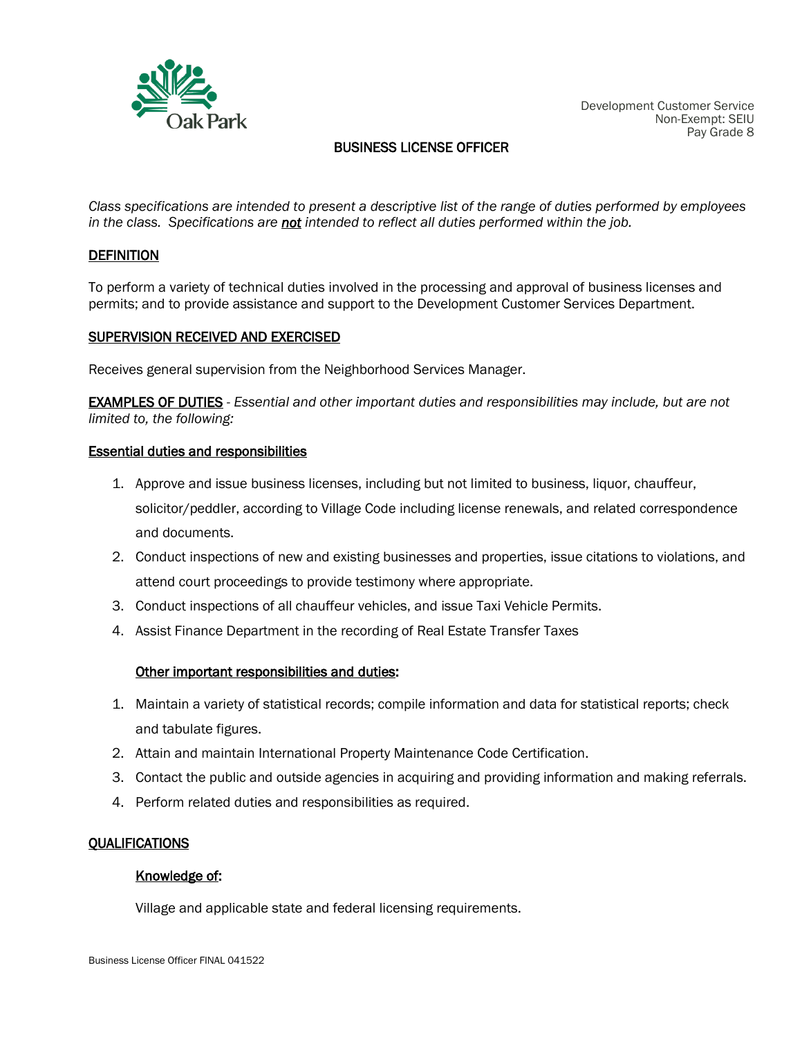Development Customer Service
Non-Exempt: SEIU
Pay Grade 8

# BUSINESS LICENSE OFFICER

*Class specifications are intended to present a descriptive list of the range of duties performed by employees in the class. Specifications are **not** intended to reflect all duties performed within the job.*

## DEFINITION

To perform a variety of technical duties involved in the processing and approval of business licenses and permits; and to provide assistance and support to the Development Customer Services Department.

## SUPERVISION RECEIVED AND EXERCISED

Receives general supervision from the Neighborhood Services Manager.

**EXAMPLES OF DUTIES** - *Essential and other important duties and responsibilities may include, but are not limited to, the following:*

### Essential duties and responsibilities

1. Approve and issue business licenses, including but not limited to business, liquor, chauffeur, solicitor/peddler, according to Village Code including license renewals, and related correspondence and documents.
2. Conduct inspections of new and existing businesses and properties, issue citations to violations, and attend court proceedings to provide testimony where appropriate.
3. Conduct inspections of all chauffeur vehicles, and issue Taxi Vehicle Permits.
4. Assist Finance Department in the recording of Real Estate Transfer Taxes

### Other important responsibilities and duties:

1. Maintain a variety of statistical records; compile information and data for statistical reports; check and tabulate figures.
2. Attain and maintain International Property Maintenance Code Certification.
3. Contact the public and outside agencies in acquiring and providing information and making referrals.
4. Perform related duties and responsibilities as required.

## QUALIFICATIONS

### Knowledge of:

Village and applicable state and federal licensing requirements.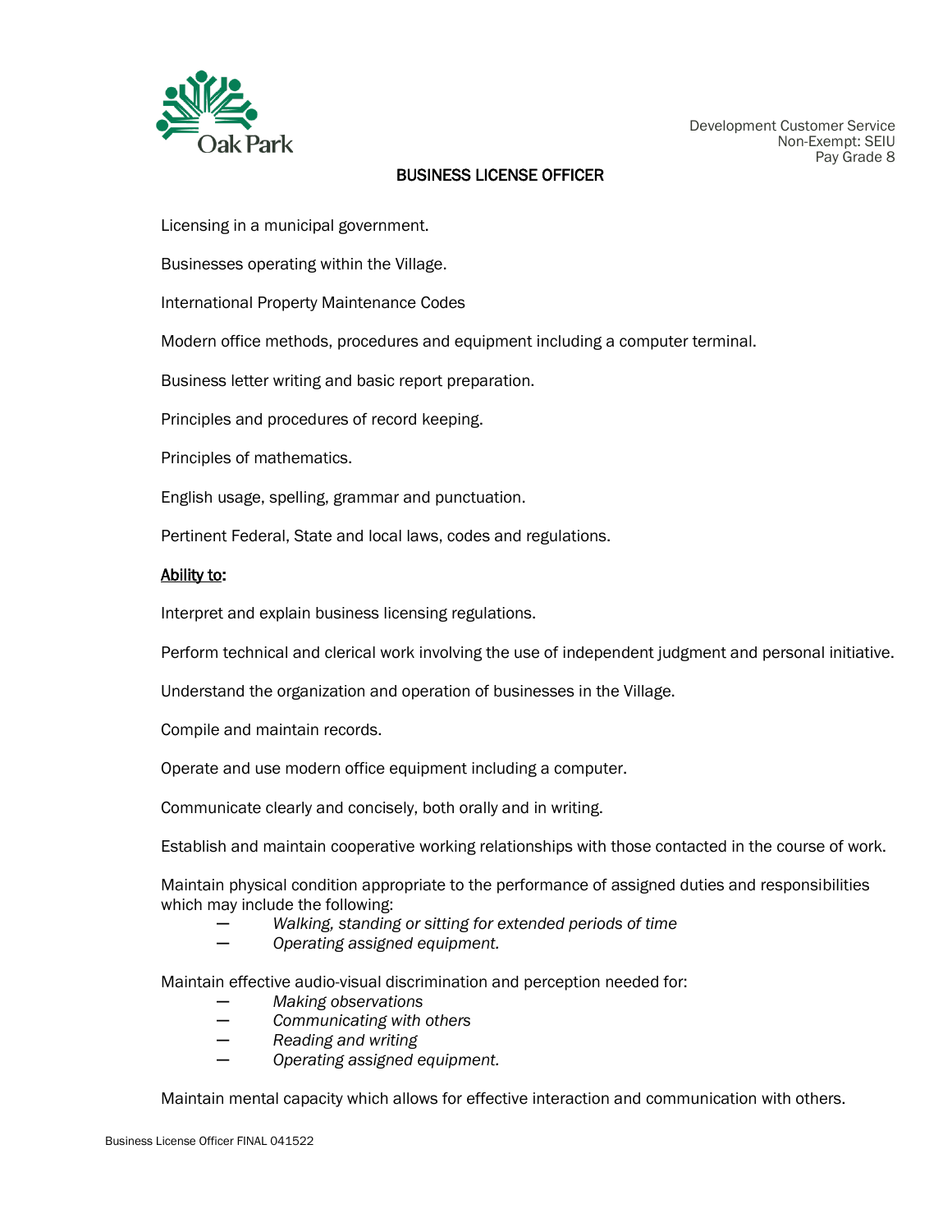Development Customer Service
Non-Exempt: SEIU
Pay Grade 8

## BUSINESS LICENSE OFFICER

Licensing in a municipal government.

Businesses operating within the Village.

International Property Maintenance Codes

Modern office methods, procedures and equipment including a computer terminal.

Business letter writing and basic report preparation.

Principles and procedures of record keeping.

Principles of mathematics.

English usage, spelling, grammar and punctuation.

Pertinent Federal, State and local laws, codes and regulations.

**Ability to:**

Interpret and explain business licensing regulations.

Perform technical and clerical work involving the use of independent judgment and personal initiative.

Understand the organization and operation of businesses in the Village.

Compile and maintain records.

Operate and use modern office equipment including a computer.

Communicate clearly and concisely, both orally and in writing.

Establish and maintain cooperative working relationships with those contacted in the course of work.

Maintain physical condition appropriate to the performance of assigned duties and responsibilities which may include the following:

- *Walking, standing or sitting for extended periods of time*
- *Operating assigned equipment.*

Maintain effective audio-visual discrimination and perception needed for:

- *Making observations*
- *Communicating with others*
- *Reading and writing*
- *Operating assigned equipment.*

Maintain mental capacity which allows for effective interaction and communication with others.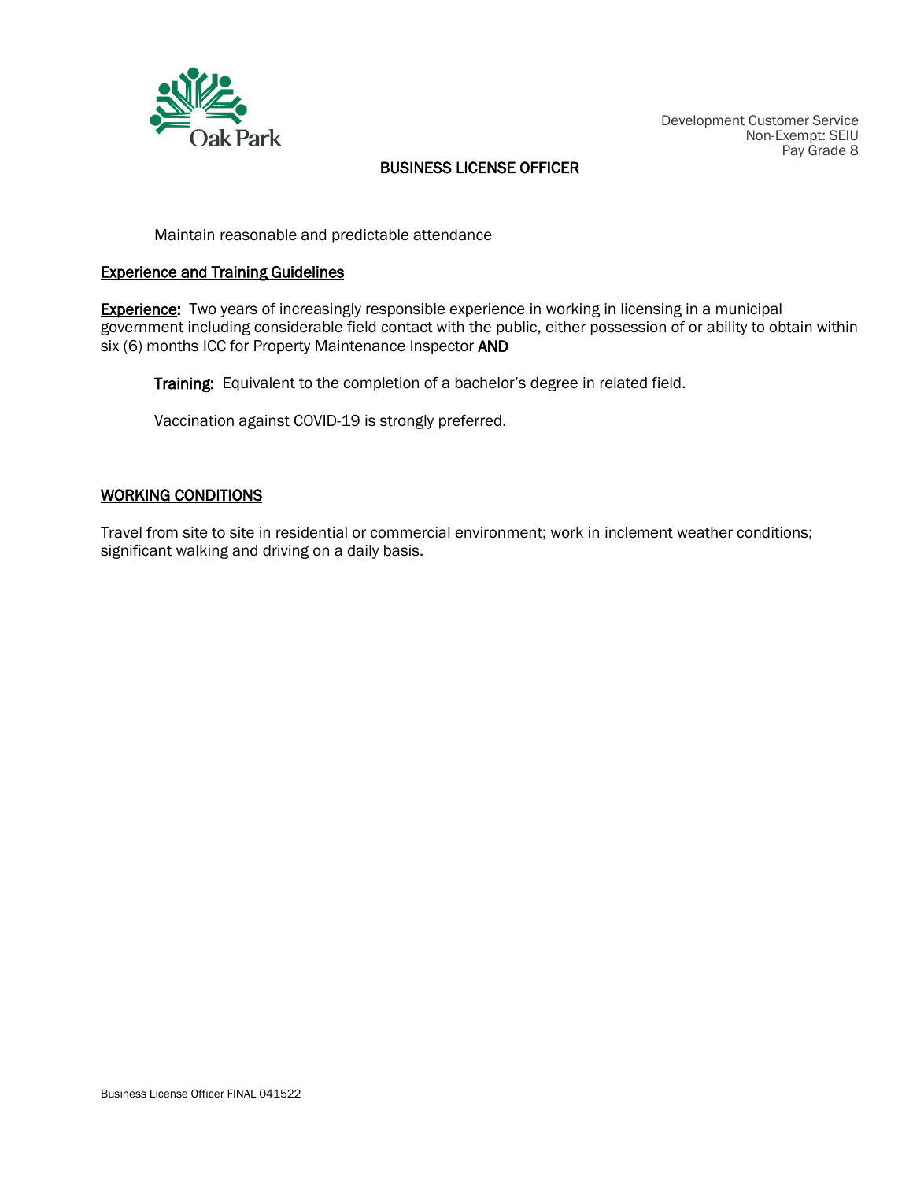Maintain reasonable and predictable attendance

## Experience and Training Guidelines

**Experience:** Two years of increasingly responsible experience in working in licensing in a municipal government including considerable field contact with the public, either possession of or ability to obtain within six (6) months ICC for Property Maintenance Inspector **AND**

**Training:** Equivalent to the completion of a bachelor's degree in related field.

Vaccination against COVID-19 is strongly preferred.

## WORKING CONDITIONS

Travel from site to site in residential or commercial environment; work in inclement weather conditions; significant walking and driving on a daily basis.